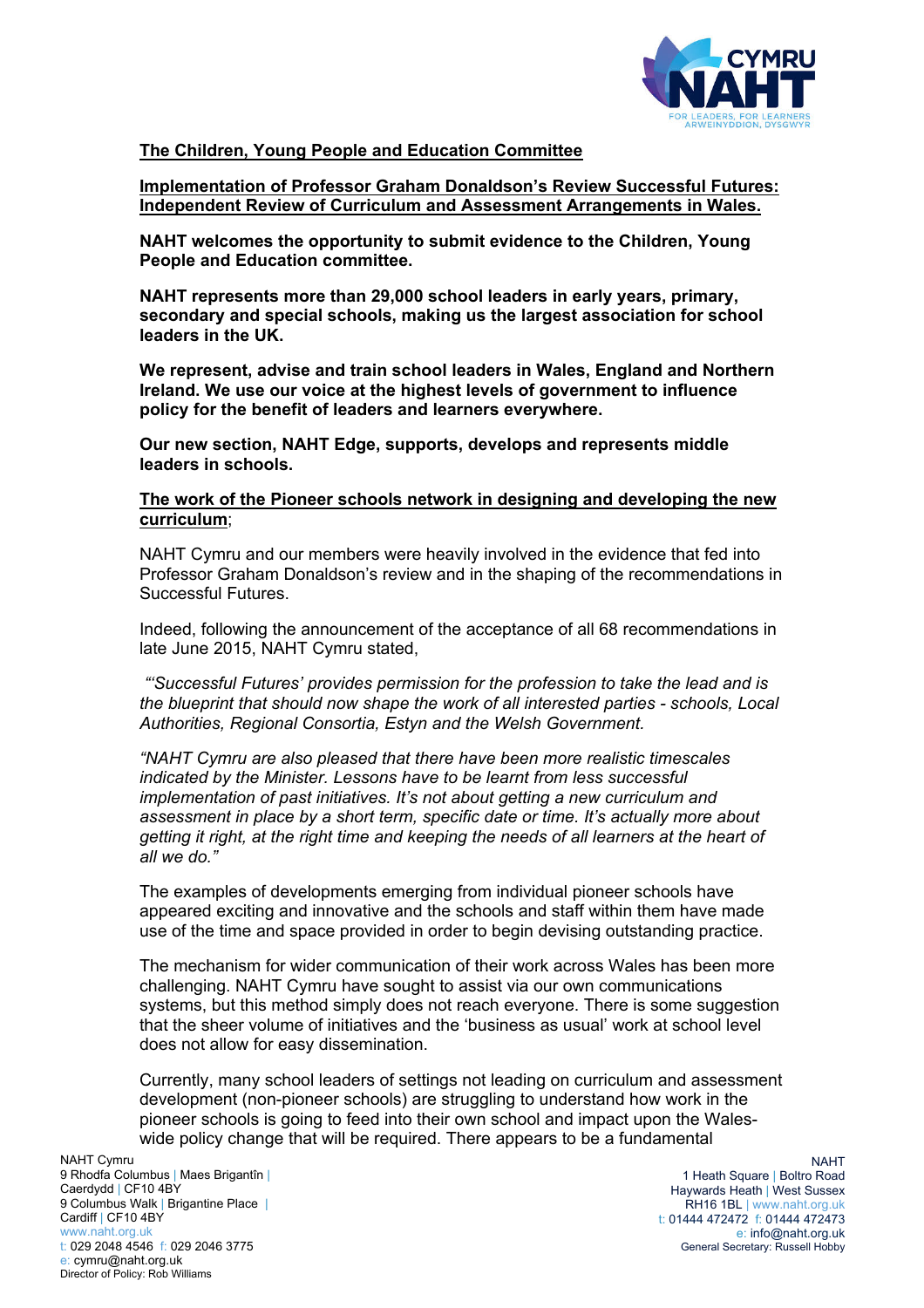**The Children, Young People and Education Committee**

**Implementation of Professor Graham Donaldson's Review Successful Futures: Independent Review of Curriculum and Assessment Arrangements in Wales.**

**NAHT welcomes the opportunity to submit evidence to the Children, Young People and Education committee.**

**NAHT represents more than 29,000 school leaders in early years, primary, secondary and special schools, making us the largest association for school leaders in the UK.**

**We represent, advise and train school leaders in Wales, England and Northern Ireland. We use our voice at the highest levels of government to influence policy for the benefit of leaders and learners everywhere.**

**Our new section, NAHT Edge, supports, develops and represents middle leaders in schools.**

**The work of the Pioneer schools network in designing and developing the new curriculum**;

NAHT Cymru and our members were heavily involved in the evidence that fed into Professor Graham Donaldson's review and in the shaping of the recommendations in Successful Futures.

Indeed, following the announcement of the acceptance of all 68 recommendations in late June 2015, NAHT Cymru stated,

*"'Successful Futures' provides permission for the profession to take the lead and is the blueprint that should now shape the work of all interested parties - schools, Local Authorities, Regional Consortia, Estyn and the Welsh Government.*

*"NAHT Cymru are also pleased that there have been more realistic timescales indicated by the Minister. Lessons have to be learnt from less successful implementation of past initiatives. It's not about getting a new curriculum and assessment in place by a short term, specific date or time. It's actually more about getting it right, at the right time and keeping the needs of all learners at the heart of all we do."*

The examples of developments emerging from individual pioneer schools have appeared exciting and innovative and the schools and staff within them have made use of the time and space provided in order to begin devising outstanding practice.

The mechanism for wider communication of their work across Wales has been more challenging. NAHT Cymru have sought to assist via our own communications systems, but this method simply does not reach everyone. There is some suggestion that the sheer volume of initiatives and the 'business as usual' work at school level does not allow for easy dissemination.

Currently, many school leaders of settings not leading on curriculum and assessment development (non-pioneer schools) are struggling to understand how work in the pioneer schools is going to feed into their own school and impact upon the Wales-wide policy change that will be required. There appears to be a fundamental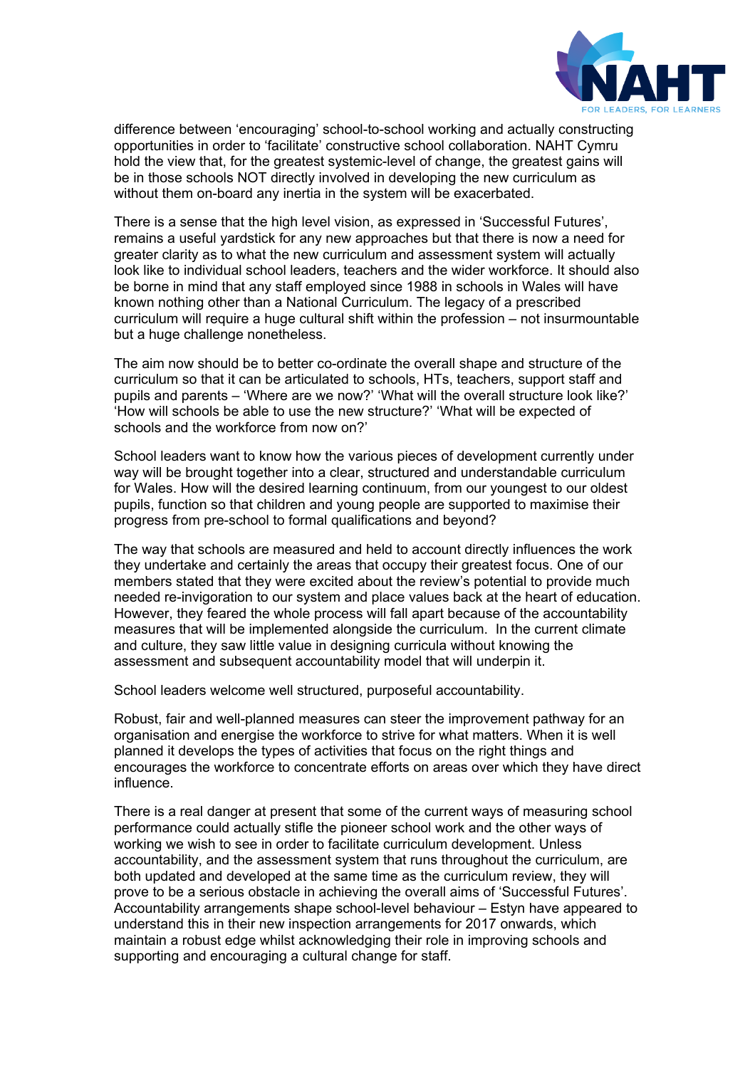difference between 'encouraging' school-to-school working and actually constructing opportunities in order to 'facilitate' constructive school collaboration. NAHT Cymru hold the view that, for the greatest systemic-level of change, the greatest gains will be in those schools NOT directly involved in developing the new curriculum as without them on-board any inertia in the system will be exacerbated.

There is a sense that the high level vision, as expressed in 'Successful Futures', remains a useful yardstick for any new approaches but that there is now a need for greater clarity as to what the new curriculum and assessment system will actually look like to individual school leaders, teachers and the wider workforce. It should also be borne in mind that any staff employed since 1988 in schools in Wales will have known nothing other than a National Curriculum. The legacy of a prescribed curriculum will require a huge cultural shift within the profession – not insurmountable but a huge challenge nonetheless.

The aim now should be to better co-ordinate the overall shape and structure of the curriculum so that it can be articulated to schools, HTs, teachers, support staff and pupils and parents – 'Where are we now?' 'What will the overall structure look like?' 'How will schools be able to use the new structure?' 'What will be expected of schools and the workforce from now on?'

School leaders want to know how the various pieces of development currently under way will be brought together into a clear, structured and understandable curriculum for Wales. How will the desired learning continuum, from our youngest to our oldest pupils, function so that children and young people are supported to maximise their progress from pre-school to formal qualifications and beyond?

The way that schools are measured and held to account directly influences the work they undertake and certainly the areas that occupy their greatest focus. One of our members stated that they were excited about the review's potential to provide much needed re-invigoration to our system and place values back at the heart of education. However, they feared the whole process will fall apart because of the accountability measures that will be implemented alongside the curriculum. In the current climate and culture, they saw little value in designing curricula without knowing the assessment and subsequent accountability model that will underpin it.

School leaders welcome well structured, purposeful accountability.

Robust, fair and well-planned measures can steer the improvement pathway for an organisation and energise the workforce to strive for what matters. When it is well planned it develops the types of activities that focus on the right things and encourages the workforce to concentrate efforts on areas over which they have direct influence.

There is a real danger at present that some of the current ways of measuring school performance could actually stifle the pioneer school work and the other ways of working we wish to see in order to facilitate curriculum development. Unless accountability, and the assessment system that runs throughout the curriculum, are both updated and developed at the same time as the curriculum review, they will prove to be a serious obstacle in achieving the overall aims of 'Successful Futures'. Accountability arrangements shape school-level behaviour – Estyn have appeared to understand this in their new inspection arrangements for 2017 onwards, which maintain a robust edge whilst acknowledging their role in improving schools and supporting and encouraging a cultural change for staff.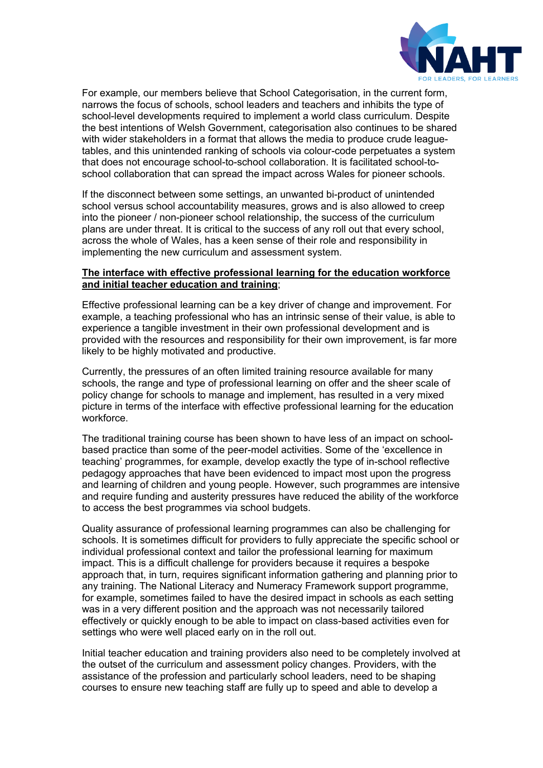For example, our members believe that School Categorisation, in the current form, narrows the focus of schools, school leaders and teachers and inhibits the type of school-level developments required to implement a world class curriculum. Despite the best intentions of Welsh Government, categorisation also continues to be shared with wider stakeholders in a format that allows the media to produce crude league-tables, and this unintended ranking of schools via colour-code perpetuates a system that does not encourage school-to-school collaboration. It is facilitated school-to-school collaboration that can spread the impact across Wales for pioneer schools.

If the disconnect between some settings, an unwanted bi-product of unintended school versus school accountability measures, grows and is also allowed to creep into the pioneer / non-pioneer school relationship, the success of the curriculum plans are under threat. It is critical to the success of any roll out that every school, across the whole of Wales, has a keen sense of their role and responsibility in implementing the new curriculum and assessment system.

**The interface with effective professional learning for the education workforce and initial teacher education and training**;

Effective professional learning can be a key driver of change and improvement. For example, a teaching professional who has an intrinsic sense of their value, is able to experience a tangible investment in their own professional development and is provided with the resources and responsibility for their own improvement, is far more likely to be highly motivated and productive.

Currently, the pressures of an often limited training resource available for many schools, the range and type of professional learning on offer and the sheer scale of policy change for schools to manage and implement, has resulted in a very mixed picture in terms of the interface with effective professional learning for the education workforce.

The traditional training course has been shown to have less of an impact on school-based practice than some of the peer-model activities. Some of the 'excellence in teaching' programmes, for example, develop exactly the type of in-school reflective pedagogy approaches that have been evidenced to impact most upon the progress and learning of children and young people. However, such programmes are intensive and require funding and austerity pressures have reduced the ability of the workforce to access the best programmes via school budgets.

Quality assurance of professional learning programmes can also be challenging for schools. It is sometimes difficult for providers to fully appreciate the specific school or individual professional context and tailor the professional learning for maximum impact. This is a difficult challenge for providers because it requires a bespoke approach that, in turn, requires significant information gathering and planning prior to any training. The National Literacy and Numeracy Framework support programme, for example, sometimes failed to have the desired impact in schools as each setting was in a very different position and the approach was not necessarily tailored effectively or quickly enough to be able to impact on class-based activities even for settings who were well placed early on in the roll out.

Initial teacher education and training providers also need to be completely involved at the outset of the curriculum and assessment policy changes. Providers, with the assistance of the profession and particularly school leaders, need to be shaping courses to ensure new teaching staff are fully up to speed and able to develop a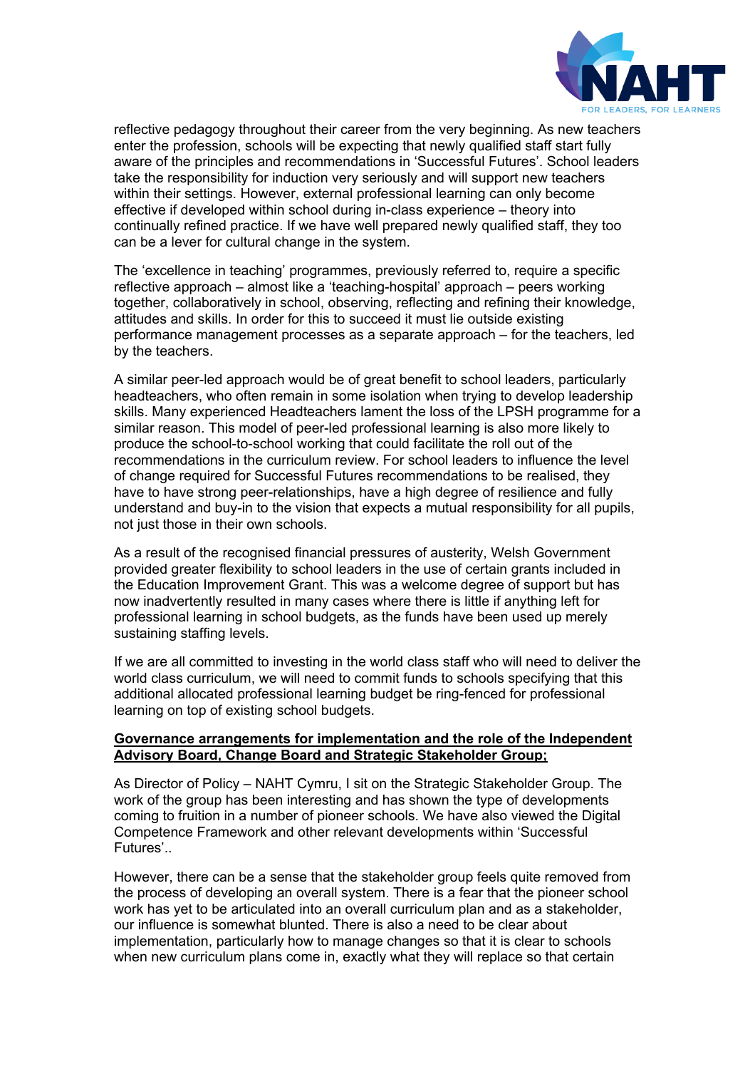reflective pedagogy throughout their career from the very beginning. As new teachers enter the profession, schools will be expecting that newly qualified staff start fully aware of the principles and recommendations in 'Successful Futures'. School leaders take the responsibility for induction very seriously and will support new teachers within their settings. However, external professional learning can only become effective if developed within school during in-class experience – theory into continually refined practice. If we have well prepared newly qualified staff, they too can be a lever for cultural change in the system.

The 'excellence in teaching' programmes, previously referred to, require a specific reflective approach – almost like a 'teaching-hospital' approach – peers working together, collaboratively in school, observing, reflecting and refining their knowledge, attitudes and skills. In order for this to succeed it must lie outside existing performance management processes as a separate approach – for the teachers, led by the teachers.

A similar peer-led approach would be of great benefit to school leaders, particularly headteachers, who often remain in some isolation when trying to develop leadership skills. Many experienced Headteachers lament the loss of the LPSH programme for a similar reason. This model of peer-led professional learning is also more likely to produce the school-to-school working that could facilitate the roll out of the recommendations in the curriculum review. For school leaders to influence the level of change required for Successful Futures recommendations to be realised, they have to have strong peer-relationships, have a high degree of resilience and fully understand and buy-in to the vision that expects a mutual responsibility for all pupils, not just those in their own schools.

As a result of the recognised financial pressures of austerity, Welsh Government provided greater flexibility to school leaders in the use of certain grants included in the Education Improvement Grant. This was a welcome degree of support but has now inadvertently resulted in many cases where there is little if anything left for professional learning in school budgets, as the funds have been used up merely sustaining staffing levels.

If we are all committed to investing in the world class staff who will need to deliver the world class curriculum, we will need to commit funds to schools specifying that this additional allocated professional learning budget be ring-fenced for professional learning on top of existing school budgets.

**Governance arrangements for implementation and the role of the Independent Advisory Board, Change Board and Strategic Stakeholder Group;**

As Director of Policy – NAHT Cymru, I sit on the Strategic Stakeholder Group. The work of the group has been interesting and has shown the type of developments coming to fruition in a number of pioneer schools. We have also viewed the Digital Competence Framework and other relevant developments within 'Successful Futures'..

However, there can be a sense that the stakeholder group feels quite removed from the process of developing an overall system. There is a fear that the pioneer school work has yet to be articulated into an overall curriculum plan and as a stakeholder, our influence is somewhat blunted. There is also a need to be clear about implementation, particularly how to manage changes so that it is clear to schools when new curriculum plans come in, exactly what they will replace so that certain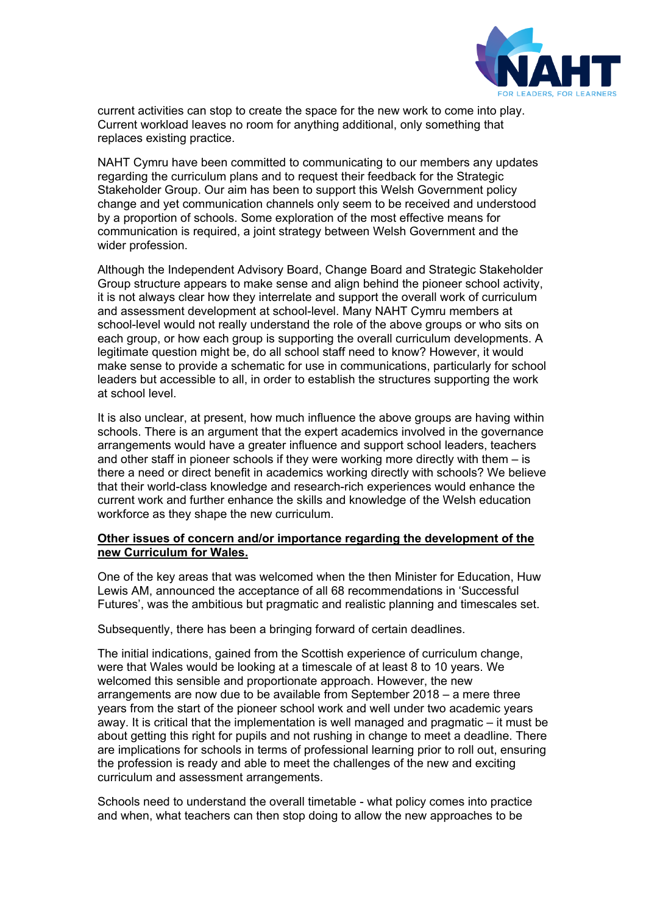current activities can stop to create the space for the new work to come into play. Current workload leaves no room for anything additional, only something that replaces existing practice.

NAHT Cymru have been committed to communicating to our members any updates regarding the curriculum plans and to request their feedback for the Strategic Stakeholder Group. Our aim has been to support this Welsh Government policy change and yet communication channels only seem to be received and understood by a proportion of schools. Some exploration of the most effective means for communication is required, a joint strategy between Welsh Government and the wider profession.

Although the Independent Advisory Board, Change Board and Strategic Stakeholder Group structure appears to make sense and align behind the pioneer school activity, it is not always clear how they interrelate and support the overall work of curriculum and assessment development at school-level. Many NAHT Cymru members at school-level would not really understand the role of the above groups or who sits on each group, or how each group is supporting the overall curriculum developments. A legitimate question might be, do all school staff need to know? However, it would make sense to provide a schematic for use in communications, particularly for school leaders but accessible to all, in order to establish the structures supporting the work at school level.

It is also unclear, at present, how much influence the above groups are having within schools. There is an argument that the expert academics involved in the governance arrangements would have a greater influence and support school leaders, teachers and other staff in pioneer schools if they were working more directly with them – is there a need or direct benefit in academics working directly with schools? We believe that their world-class knowledge and research-rich experiences would enhance the current work and further enhance the skills and knowledge of the Welsh education workforce as they shape the new curriculum.

**Other issues of concern and/or importance regarding the development of the new Curriculum for Wales.**

One of the key areas that was welcomed when the then Minister for Education, Huw Lewis AM, announced the acceptance of all 68 recommendations in 'Successful Futures', was the ambitious but pragmatic and realistic planning and timescales set.

Subsequently, there has been a bringing forward of certain deadlines.

The initial indications, gained from the Scottish experience of curriculum change, were that Wales would be looking at a timescale of at least 8 to 10 years. We welcomed this sensible and proportionate approach. However, the new arrangements are now due to be available from September 2018 – a mere three years from the start of the pioneer school work and well under two academic years away. It is critical that the implementation is well managed and pragmatic – it must be about getting this right for pupils and not rushing in change to meet a deadline. There are implications for schools in terms of professional learning prior to roll out, ensuring the profession is ready and able to meet the challenges of the new and exciting curriculum and assessment arrangements.

Schools need to understand the overall timetable - what policy comes into practice and when, what teachers can then stop doing to allow the new approaches to be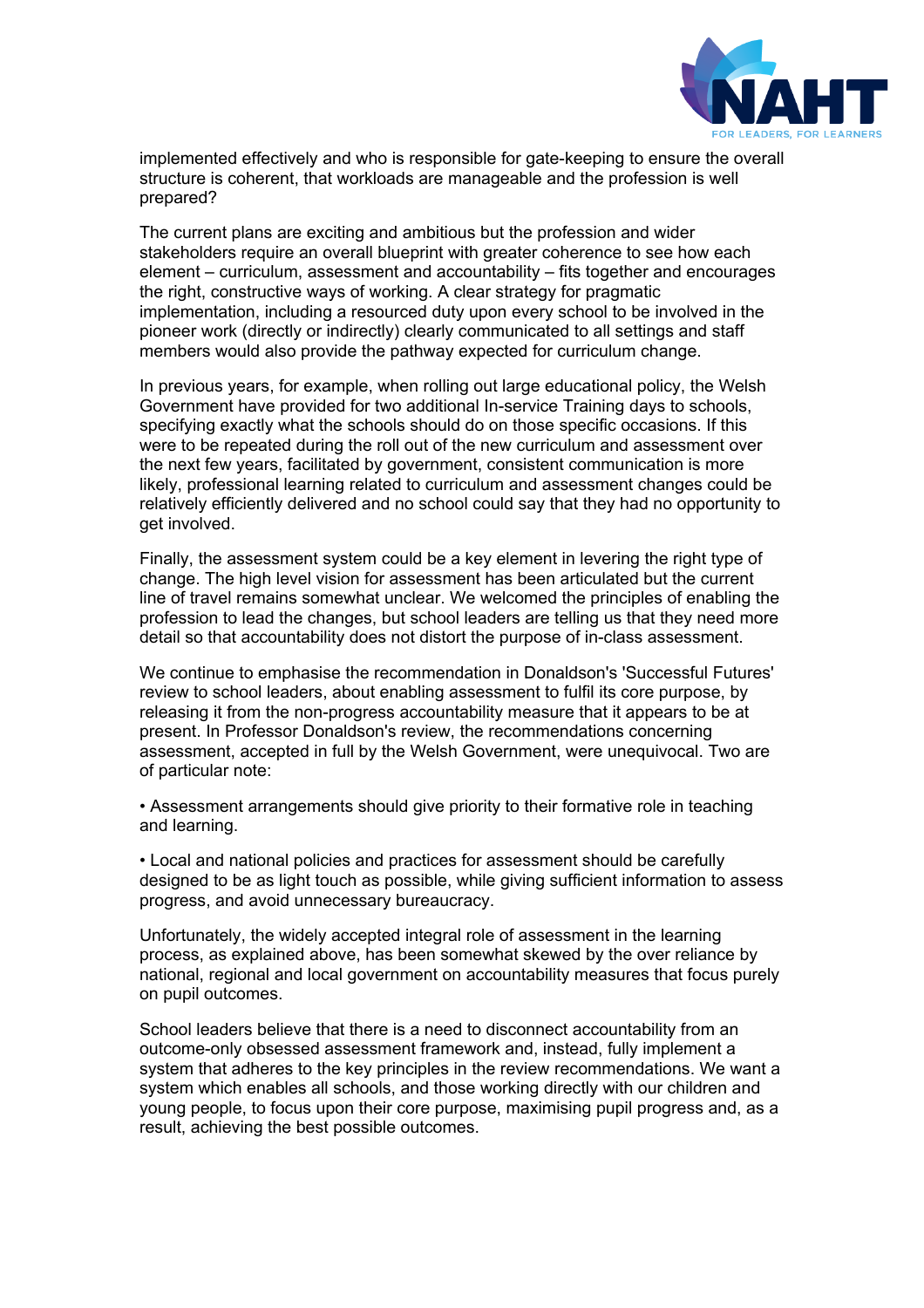implemented effectively and who is responsible for gate-keeping to ensure the overall structure is coherent, that workloads are manageable and the profession is well prepared?

The current plans are exciting and ambitious but the profession and wider stakeholders require an overall blueprint with greater coherence to see how each element – curriculum, assessment and accountability – fits together and encourages the right, constructive ways of working. A clear strategy for pragmatic implementation, including a resourced duty upon every school to be involved in the pioneer work (directly or indirectly) clearly communicated to all settings and staff members would also provide the pathway expected for curriculum change.

In previous years, for example, when rolling out large educational policy, the Welsh Government have provided for two additional In-service Training days to schools, specifying exactly what the schools should do on those specific occasions. If this were to be repeated during the roll out of the new curriculum and assessment over the next few years, facilitated by government, consistent communication is more likely, professional learning related to curriculum and assessment changes could be relatively efficiently delivered and no school could say that they had no opportunity to get involved.

Finally, the assessment system could be a key element in levering the right type of change. The high level vision for assessment has been articulated but the current line of travel remains somewhat unclear. We welcomed the principles of enabling the profession to lead the changes, but school leaders are telling us that they need more detail so that accountability does not distort the purpose of in-class assessment.

We continue to emphasise the recommendation in Donaldson's 'Successful Futures' review to school leaders, about enabling assessment to fulfil its core purpose, by releasing it from the non-progress accountability measure that it appears to be at present. In Professor Donaldson's review, the recommendations concerning assessment, accepted in full by the Welsh Government, were unequivocal. Two are of particular note:

- Assessment arrangements should give priority to their formative role in teaching and learning.

- Local and national policies and practices for assessment should be carefully designed to be as light touch as possible, while giving sufficient information to assess progress, and avoid unnecessary bureaucracy.

Unfortunately, the widely accepted integral role of assessment in the learning process, as explained above, has been somewhat skewed by the over reliance by national, regional and local government on accountability measures that focus purely on pupil outcomes.

School leaders believe that there is a need to disconnect accountability from an outcome-only obsessed assessment framework and, instead, fully implement a system that adheres to the key principles in the review recommendations. We want a system which enables all schools, and those working directly with our children and young people, to focus upon their core purpose, maximising pupil progress and, as a result, achieving the best possible outcomes.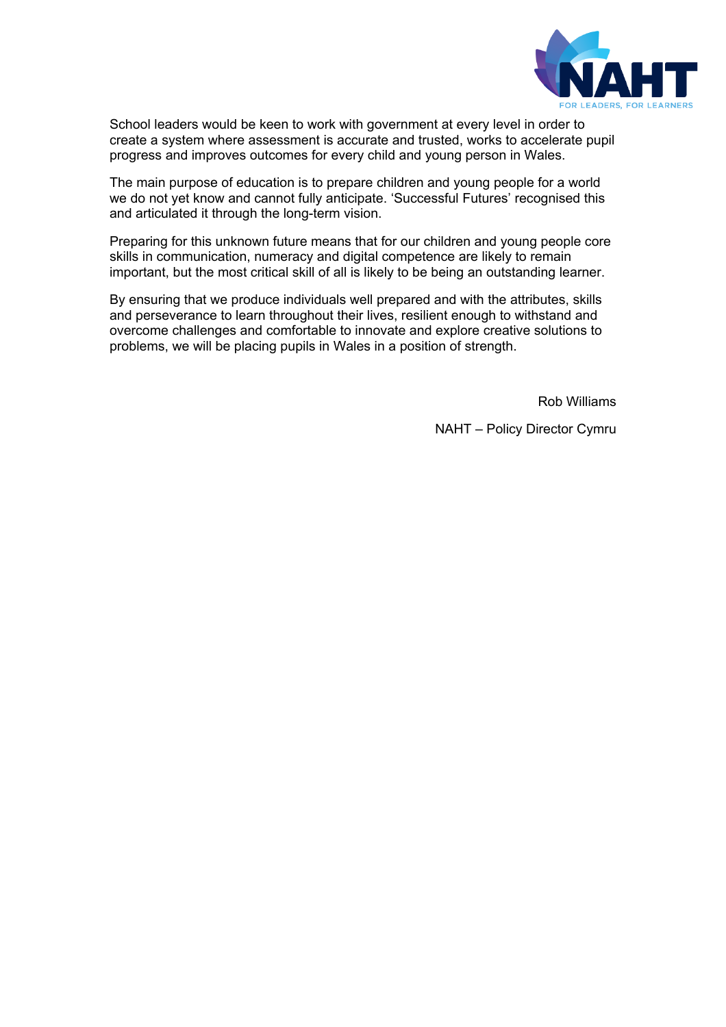School leaders would be keen to work with government at every level in order to create a system where assessment is accurate and trusted, works to accelerate pupil progress and improves outcomes for every child and young person in Wales.

The main purpose of education is to prepare children and young people for a world we do not yet know and cannot fully anticipate. 'Successful Futures' recognised this and articulated it through the long-term vision.

Preparing for this unknown future means that for our children and young people core skills in communication, numeracy and digital competence are likely to remain important, but the most critical skill of all is likely to be being an outstanding learner.

By ensuring that we produce individuals well prepared and with the attributes, skills and perseverance to learn throughout their lives, resilient enough to withstand and overcome challenges and comfortable to innovate and explore creative solutions to problems, we will be placing pupils in Wales in a position of strength.

Rob Williams

NAHT – Policy Director Cymru